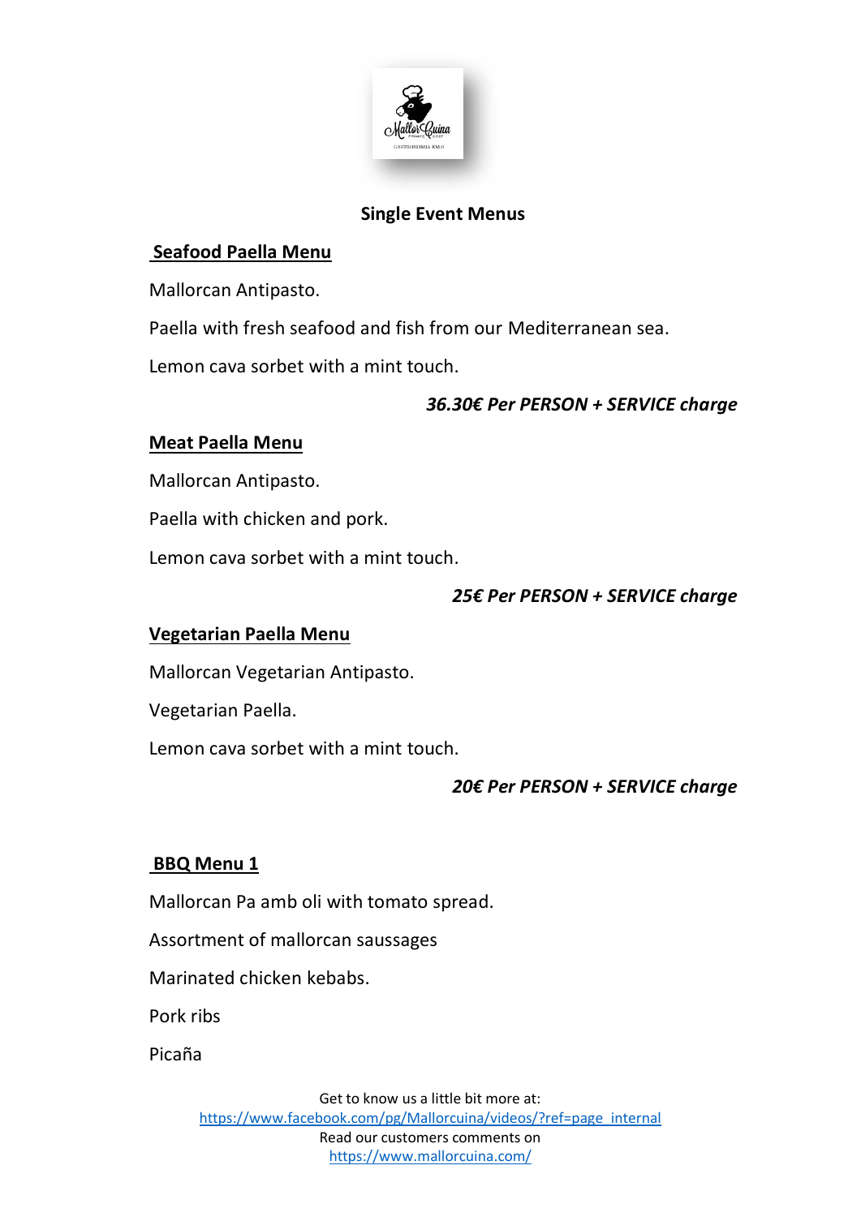## Single Event Menus

### Seafood Paella Menu

Mallorcan Antipasto.

Paella with fresh seafood and fish from our Mediterranean sea.

Lemon cava sorbet with a mint touch.

***36.30€ Per PERSON + SERVICE charge***

### Meat Paella Menu

Mallorcan Antipasto.

Paella with chicken and pork.

Lemon cava sorbet with a mint touch.

***25€ Per PERSON + SERVICE charge***

### Vegetarian Paella Menu

Mallorcan Vegetarian Antipasto.

Vegetarian Paella.

Lemon cava sorbet with a mint touch.

***20€ Per PERSON + SERVICE charge***

### BBQ Menu 1

Mallorcan Pa amb oli with tomato spread.

Assortment of mallorcan saussages

Marinated chicken kebabs.

Pork ribs

Picaña

Get to know us a little bit more at:
https://www.facebook.com/pg/Mallorcuina/videos/?ref=page_internal
Read our customers comments on
https://www.mallorcuina.com/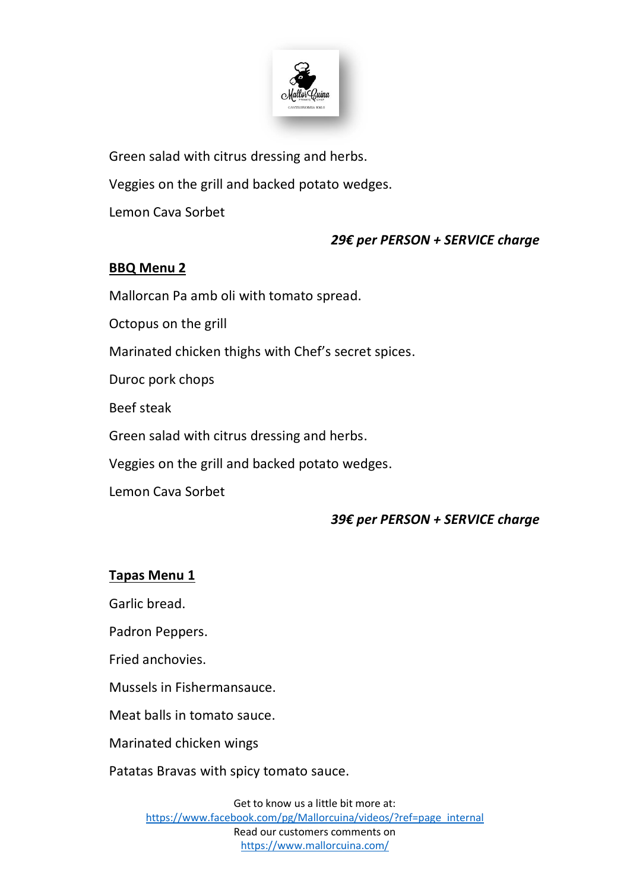Green salad with citrus dressing and herbs.

Veggies on the grill and backed potato wedges.

Lemon Cava Sorbet

***29€ per PERSON + SERVICE charge***

**BBQ Menu 2**

Mallorcan Pa amb oli with tomato spread.

Octopus on the grill

Marinated chicken thighs with Chef's secret spices.

Duroc pork chops

Beef steak

Green salad with citrus dressing and herbs.

Veggies on the grill and backed potato wedges.

Lemon Cava Sorbet

***39€ per PERSON + SERVICE charge***

**Tapas Menu 1**

Garlic bread.

Padron Peppers.

Fried anchovies.

Mussels in Fishermansauce.

Meat balls in tomato sauce.

Marinated chicken wings

Patatas Bravas with spicy tomato sauce.

Get to know us a little bit more at:
https://www.facebook.com/pg/Mallorcuina/videos/?ref=page_internal
Read our customers comments on
https://www.mallorcuina.com/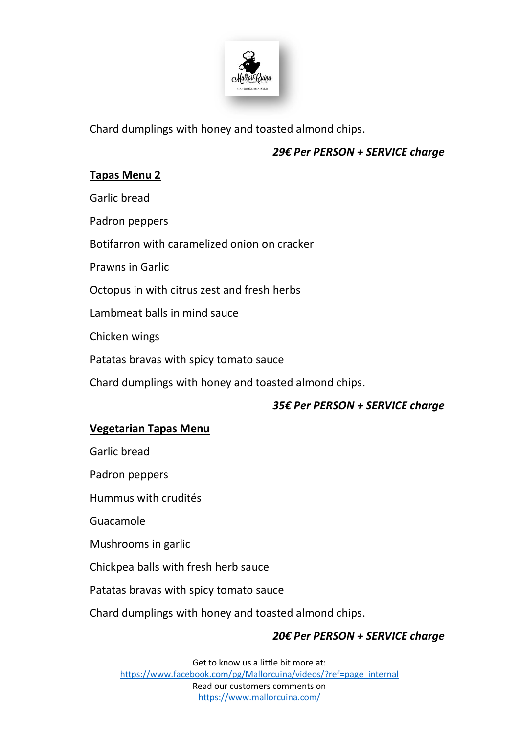Chard dumplings with honey and toasted almond chips.

***29€ Per PERSON + SERVICE charge***

## Tapas Menu 2

Garlic bread

Padron peppers

Botifarron with caramelized onion on cracker

Prawns in Garlic

Octopus in with citrus zest and fresh herbs

Lambmeat balls in mind sauce

Chicken wings

Patatas bravas with spicy tomato sauce

Chard dumplings with honey and toasted almond chips.

***35€ Per PERSON + SERVICE charge***

## Vegetarian Tapas Menu

Garlic bread

Padron peppers

Hummus with crudités

Guacamole

Mushrooms in garlic

Chickpea balls with fresh herb sauce

Patatas bravas with spicy tomato sauce

Chard dumplings with honey and toasted almond chips.

***20€ Per PERSON + SERVICE charge***

Get to know us a little bit more at:
https://www.facebook.com/pg/Mallorcuina/videos/?ref=page_internal
Read our customers comments on
https://www.mallorcuina.com/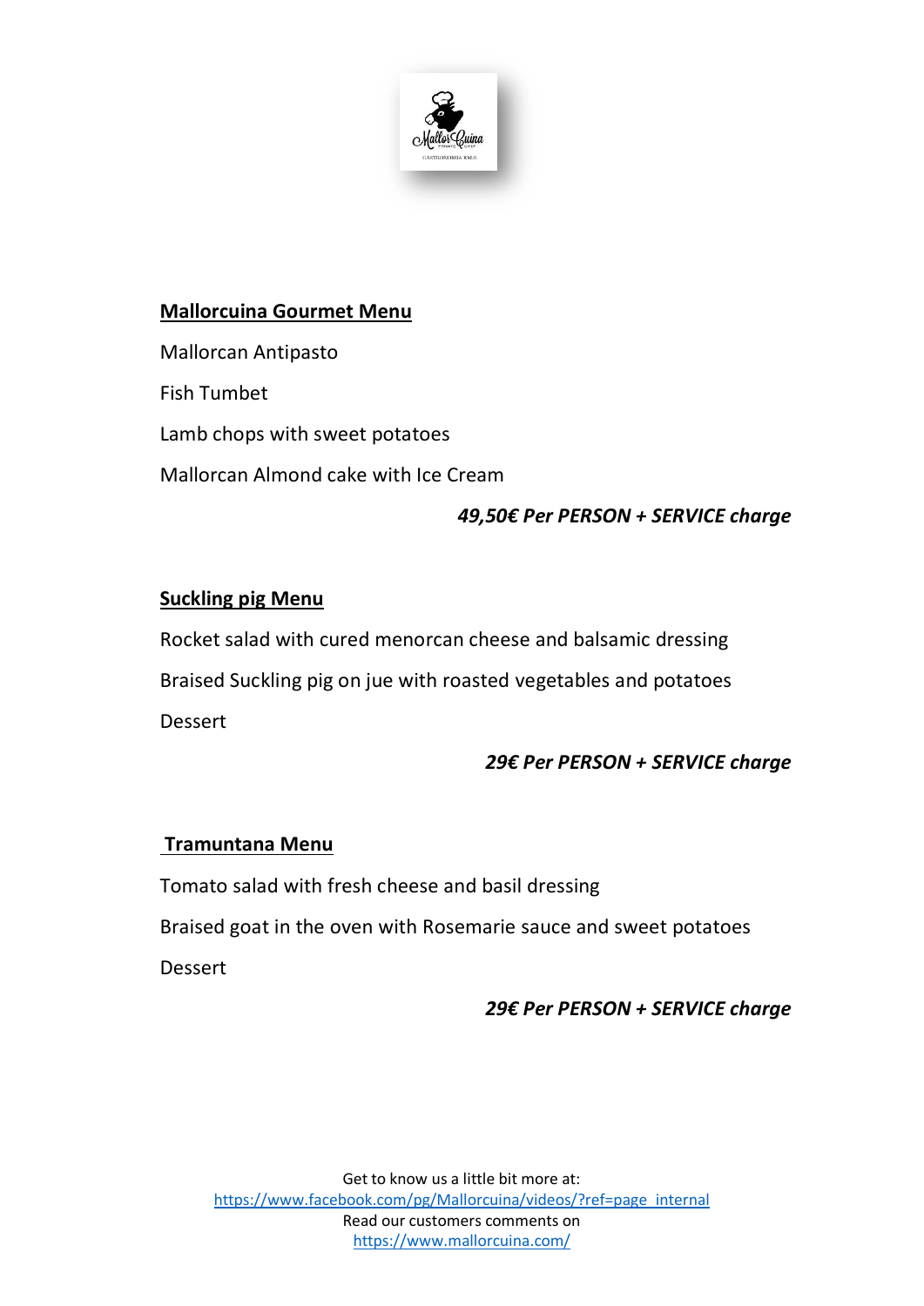## Mallorcuina Gourmet Menu

Mallorcan Antipasto

Fish Tumbet

Lamb chops with sweet potatoes

Mallorcan Almond cake with Ice Cream

***49,50€ Per PERSON + SERVICE charge***

## Suckling pig Menu

Rocket salad with cured menorcan cheese and balsamic dressing

Braised Suckling pig on jue with roasted vegetables and potatoes

Dessert

***29€ Per PERSON + SERVICE charge***

## Tramuntana Menu

Tomato salad with fresh cheese and basil dressing

Braised goat in the oven with Rosemarie sauce and sweet potatoes

Dessert

***29€ Per PERSON + SERVICE charge***

Get to know us a little bit more at:
[https://www.facebook.com/pg/Mallorcuina/videos/?ref=page_internal](https://www.facebook.com/pg/Mallorcuina/videos/?ref=page_internal)
Read our customers comments on
[https://www.mallorcuina.com/](https://www.mallorcuina.com/)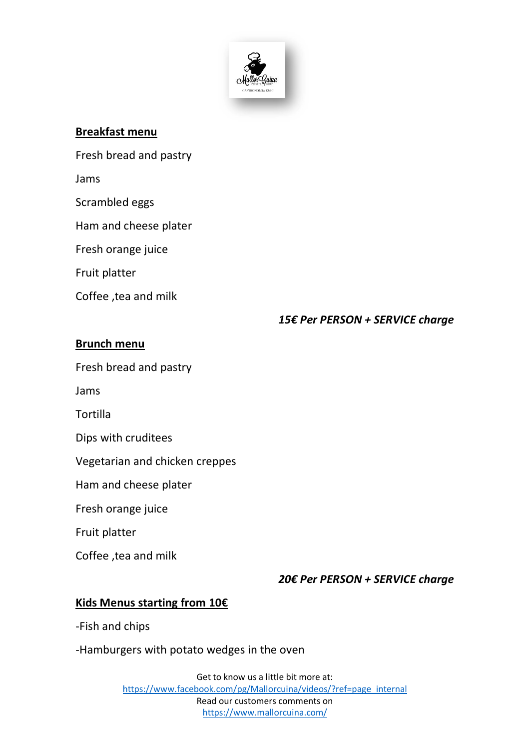## Breakfast menu

Fresh bread and pastry

Jams

Scrambled eggs

Ham and cheese plater

Fresh orange juice

Fruit platter

Coffee ,tea and milk

*15€ Per PERSON + SERVICE charge*

## Brunch menu

Fresh bread and pastry

Jams

Tortilla

Dips with cruditees

Vegetarian and chicken creppes

Ham and cheese plater

Fresh orange juice

Fruit platter

Coffee ,tea and milk

*20€ Per PERSON + SERVICE charge*

## Kids Menus starting from 10€

-Fish and chips

-Hamburgers with potato wedges in the oven

Get to know us a little bit more at:
https://www.facebook.com/pg/Mallorcuina/videos/?ref=page_internal
Read our customers comments on
https://www.mallorcuina.com/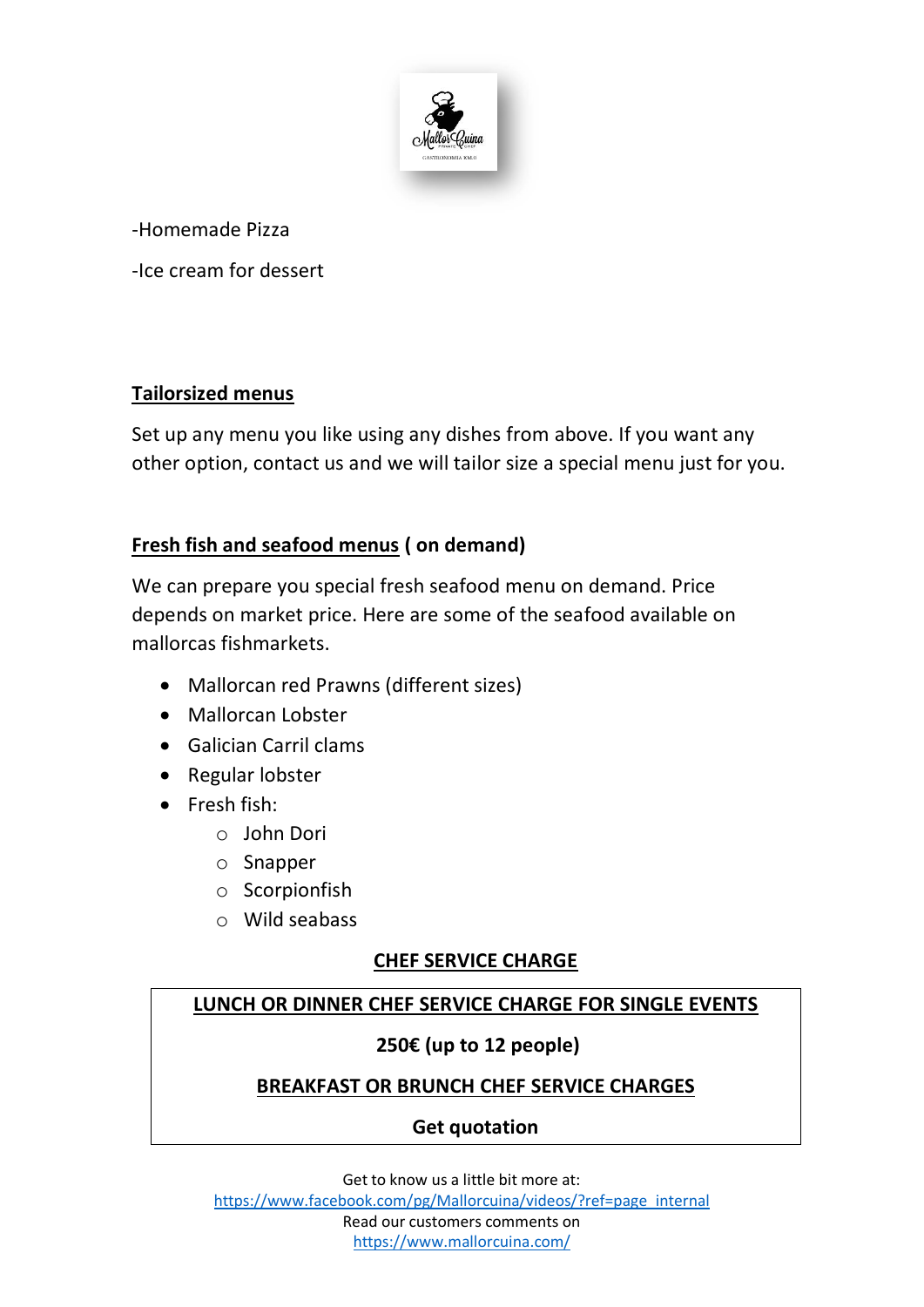-Homemade Pizza

-Ice cream for dessert

**Tailorsized menus**

Set up any menu you like using any dishes from above. If you want any other option, contact us and we will tailor size a special menu just for you.

**Fresh fish and seafood menus ( on demand)**

We can prepare you special fresh seafood menu on demand. Price depends on market price. Here are some of the seafood available on mallorcas fishmarkets.

- Mallorcan red Prawns (different sizes)
- Mallorcan Lobster
- Galician Carril clams
- Regular lobster
- Fresh fish:
  - John Dori
  - Snapper
  - Scorpionfish
  - Wild seabass

**CHEF SERVICE CHARGE**

| LUNCH OR DINNER CHEF SERVICE CHARGE FOR SINGLE EVENTS |
| --- |
| **250€ (up to 12 people)** |
| **BREAKFAST OR BRUNCH CHEF SERVICE CHARGES** |
| **Get quotation** |

Get to know us a little bit more at:
https://www.facebook.com/pg/Mallorcuina/videos/?ref=page_internal
Read our customers comments on
https://www.mallorcuina.com/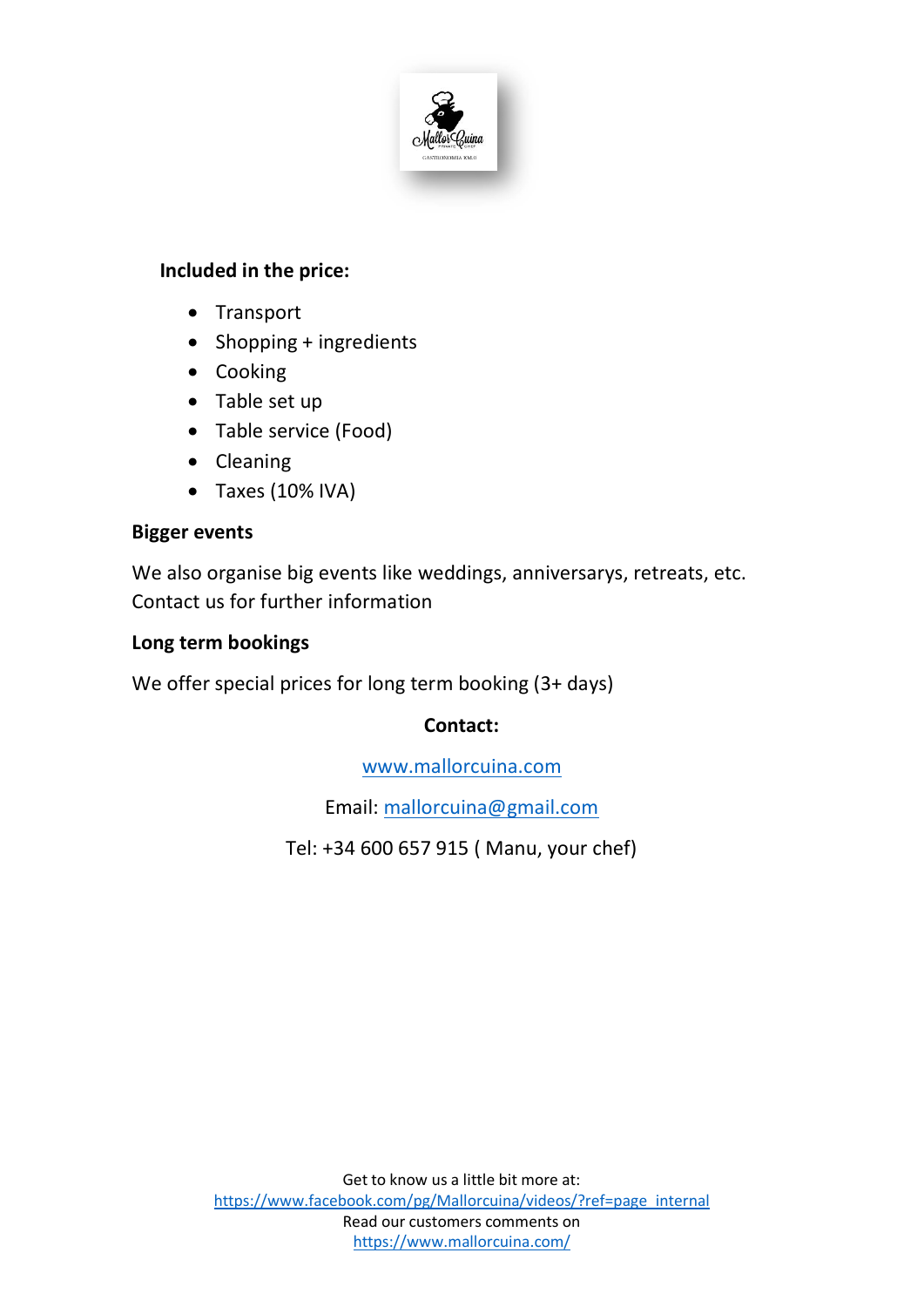**Included in the price:**

- Transport
- Shopping + ingredients
- Cooking
- Table set up
- Table service (Food)
- Cleaning
- Taxes (10% IVA)

**Bigger events**

We also organise big events like weddings, anniversarys, retreats, etc. Contact us for further information

**Long term bookings**

We offer special prices for long term booking (3+ days)

**Contact:**

www.mallorcuina.com

Email: mallorcuina@gmail.com

Tel: +34 600 657 915 ( Manu, your chef)

Get to know us a little bit more at:
https://www.facebook.com/pg/Mallorcuina/videos/?ref=page_internal
Read our customers comments on
https://www.mallorcuina.com/